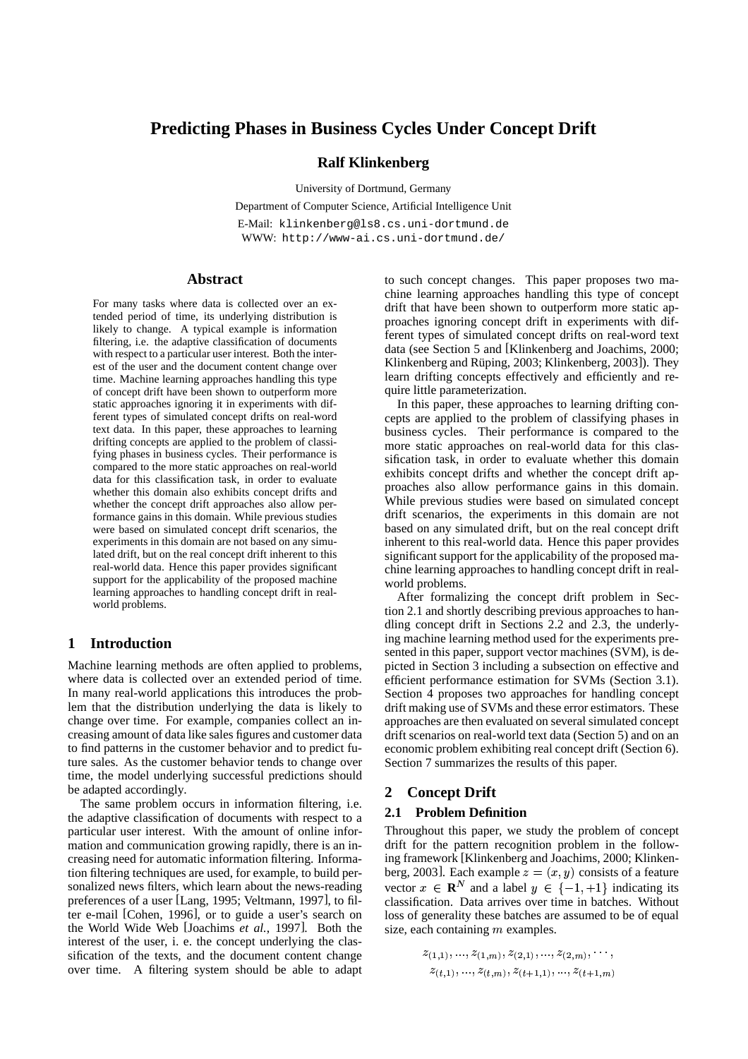# Predicting Phases in Business Cycles Under Concept Drift

**Ralf Klinkenberg**

University of Dortmund, Germany

Department of Computer Science, Artificial Intelligence Unit

E-Mail: klinkenberg@ls8.cs.uni-dortmund.de

WWW: http://www-ai.cs.uni-dortmund.de/

## Abstract

For many tasks where data is collected over an extended period of time, its underlying distribution is likely to change. A typical example is information filtering, i.e. the adaptive classification of documents with respect to a particular user interest. Both the interest of the user and the document content change over time. Machine learning approaches handling this type of concept drift have been shown to outperform more static approaches ignoring it in experiments with different types of simulated concept drifts on real-word text data. In this paper, these approaches to learning drifting concepts are applied to the problem of classifying phases in business cycles. Their performance is compared to the more static approaches on real-world data for this classification task, in order to evaluate whether this domain also exhibits concept drifts and whether the concept drift approaches also allow performance gains in this domain. While previous studies were based on simulated concept drift scenarios, the experiments in this domain are not based on any simulated drift, but on the real concept drift inherent to this real-world data. Hence this paper provides significant support for the applicability of the proposed machine learning approaches to handling concept drift in real-world problems.

## 1 Introduction

Machine learning methods are often applied to problems, where data is collected over an extended period of time. In many real-world applications this introduces the problem that the distribution underlying the data is likely to change over time. For example, companies collect an increasing amount of data like sales figures and customer data to find patterns in the customer behavior and to predict future sales. As the customer behavior tends to change over time, the model underlying successful predictions should be adapted accordingly.

The same problem occurs in information filtering, i.e. the adaptive classification of documents with respect to a particular user interest. With the amount of online information and communication growing rapidly, there is an increasing need for automatic information filtering. Information filtering techniques are used, for example, to build personalized news filters, which learn about the news-reading preferences of a user [Lang, 1995; Veltmann, 1997], to filter e-mail [Cohen, 1996], or to guide a user's search on the World Wide Web [Joachims *et al.*, 1997]. Both the interest of the user, i. e. the concept underlying the classification of the texts, and the document content change over time. A filtering system should be able to adapt to such concept changes. This paper proposes two machine learning approaches handling this type of concept drift that have been shown to outperform more static approaches ignoring concept drift in experiments with different types of simulated concept drifts on real-word text data (see Section 5 and [Klinkenberg and Joachims, 2000; Klinkenberg and Rüping, 2003; Klinkenberg, 2003]). They learn drifting concepts effectively and efficiently and require little parameterization.

In this paper, these approaches to learning drifting concepts are applied to the problem of classifying phases in business cycles. Their performance is compared to the more static approaches on real-world data for this classification task, in order to evaluate whether this domain exhibits concept drifts and whether the concept drift approaches also allow performance gains in this domain. While previous studies were based on simulated concept drift scenarios, the experiments in this domain are not based on any simulated drift, but on the real concept drift inherent to this real-world data. Hence this paper provides significant support for the applicability of the proposed machine learning approaches to handling concept drift in real-world problems.

After formalizing the concept drift problem in Section 2.1 and shortly describing previous approaches to handling concept drift in Sections 2.2 and 2.3, the underlying machine learning method used for the experiments presented in this paper, support vector machines (SVM), is depicted in Section 3 including a subsection on effective and efficient performance estimation for SVMs (Section 3.1). Section 4 proposes two approaches for handling concept drift making use of SVMs and these error estimators. These approaches are then evaluated on several simulated concept drift scenarios on real-world text data (Section 5) and on an economic problem exhibiting real concept drift (Section 6). Section 7 summarizes the results of this paper.

## 2 Concept Drift

### 2.1 Problem Definition

Throughout this paper, we study the problem of concept drift for the pattern recognition problem in the following framework [Klinkenberg and Joachims, 2000; Klinkenberg, 2003]. Each example $z = (x, y)$ consists of a feature vector $x \in \mathbf{R}^N$ and a label $y \in \{-1, +1\}$ indicating its classification. Data arrives over time in batches. Without loss of generality these batches are assumed to be of equal size, each containing $m$ examples.

$$z_{(1,1)}, ..., z_{(1,m)}, z_{(2,1)}, ..., z_{(2,m)}, \cdots,$$
$$z_{(t,1)}, ..., z_{(t,m)}, z_{(t+1,1)}, ..., z_{(t+1,m)}$$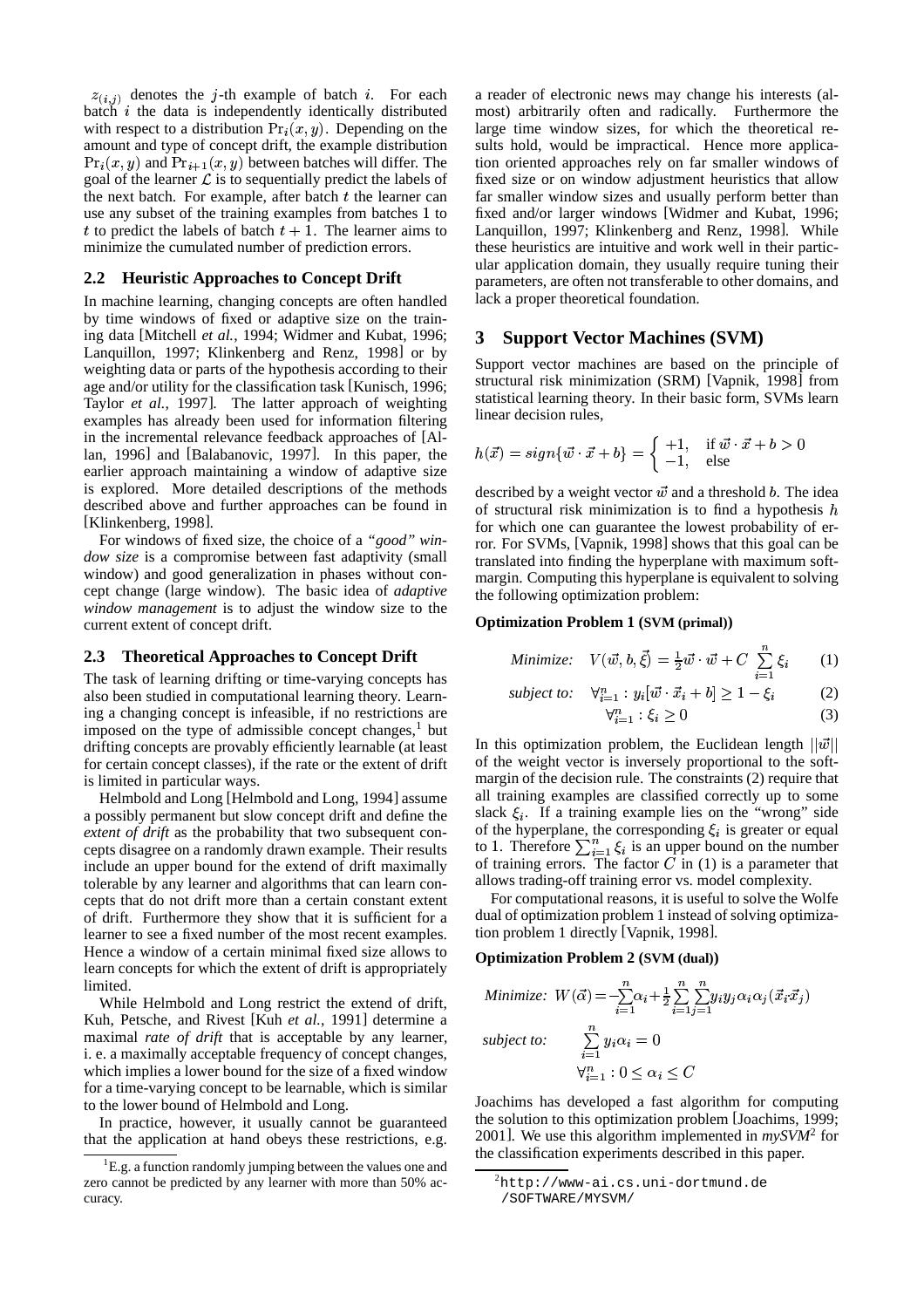$z_{(i,j)}$ denotes the $j$-th example of batch $i$. For each batch $i$ the data is independently identically distributed with respect to a distribution $\Pr_i(x, y)$. Depending on the amount and type of concept drift, the example distribution $\Pr_i(x, y)$ and $\Pr_{i+1}(x, y)$ between batches will differ. The goal of the learner $\mathcal{L}$ is to sequentially predict the labels of the next batch. For example, after batch $t$ the learner can use any subset of the training examples from batches 1 to $t$ to predict the labels of batch $t + 1$. The learner aims to minimize the cumulated number of prediction errors.

### 2.2 Heuristic Approaches to Concept Drift

In machine learning, changing concepts are often handled by time windows of fixed or adaptive size on the training data [Mitchell *et al.*, 1994; Widmer and Kubat, 1996; Lanquillon, 1997; Klinkenberg and Renz, 1998] or by weighting data or parts of the hypothesis according to their age and/or utility for the classification task [Kunisch, 1996; Taylor *et al.*, 1997]. The latter approach of weighting examples has already been used for information filtering in the incremental relevance feedback approaches of [Allan, 1996] and [Balabanovic, 1997]. In this paper, the earlier approach maintaining a window of adaptive size is explored. More detailed descriptions of the methods described above and further approaches can be found in [Klinkenberg, 1998].

For windows of fixed size, the choice of a *"good" window size* is a compromise between fast adaptivity (small window) and good generalization in phases without concept change (large window). The basic idea of *adaptive window management* is to adjust the window size to the current extent of concept drift.

### 2.3 Theoretical Approaches to Concept Drift

The task of learning drifting or time-varying concepts has also been studied in computational learning theory. Learning a changing concept is infeasible, if no restrictions are imposed on the type of admissible concept changes,[1] but drifting concepts are provably efficiently learnable (at least for certain concept classes), if the rate or the extent of drift is limited in particular ways.

Helmbold and Long [Helmbold and Long, 1994] assume a possibly permanent but slow concept drift and define the *extent of drift* as the probability that two subsequent concepts disagree on a randomly drawn example. Their results include an upper bound for the extend of drift maximally tolerable by any learner and algorithms that can learn concepts that do not drift more than a certain constant extent of drift. Furthermore they show that it is sufficient for a learner to see a fixed number of the most recent examples. Hence a window of a certain minimal fixed size allows to learn concepts for which the extent of drift is appropriately limited.

While Helmbold and Long restrict the extend of drift, Kuh, Petsche, and Rivest [Kuh *et al.*, 1991] determine a maximal *rate of drift* that is acceptable by any learner, i. e. a maximally acceptable frequency of concept changes, which implies a lower bound for the size of a fixed window for a time-varying concept to be learnable, which is similar to the lower bound of Helmbold and Long.

In practice, however, it usually cannot be guaranteed that the application at hand obeys these restrictions, e.g. a reader of electronic news may change his interests (almost) arbitrarily often and radically. Furthermore the large time window sizes, for which the theoretical results hold, would be impractical. Hence more application oriented approaches rely on far smaller windows of fixed size or on window adjustment heuristics that allow far smaller window sizes and usually perform better than fixed and/or larger windows [Widmer and Kubat, 1996; Lanquillon, 1997; Klinkenberg and Renz, 1998]. While these heuristics are intuitive and work well in their particular application domain, they usually require tuning their parameters, are often not transferable to other domains, and lack a proper theoretical foundation.

[1] E.g. a function randomly jumping between the values one and zero cannot be predicted by any learner with more than 50% accuracy.

## 3 Support Vector Machines (SVM)

Support vector machines are based on the principle of structural risk minimization (SRM) [Vapnik, 1998] from statistical learning theory. In their basic form, SVMs learn linear decision rules,

$$h(\vec{x}) = sign\{\vec{w} \cdot \vec{x} + b\} = \begin{cases} +1, & \text{if } \vec{w} \cdot \vec{x} + b > 0 \\ -1, & \text{else} \end{cases}$$

described by a weight vector $\vec{w}$ and a threshold $b$. The idea of structural risk minimization is to find a hypothesis $h$ for which one can guarantee the lowest probability of error. For SVMs, [Vapnik, 1998] shows that this goal can be translated into finding the hyperplane with maximum soft-margin. Computing this hyperplane is equivalent to solving the following optimization problem:

**Optimization Problem 1 (SVM (primal))**

$$\textit{Minimize:} \quad V(\vec{w}, b, \vec{\xi}) = \frac{1}{2}\vec{w} \cdot \vec{w} + C \sum_{i=1}^{n} \xi_i \qquad (1)$$

$$\textit{subject to:} \quad \forall_{i=1}^{n} : y_i[\vec{w} \cdot \vec{x}_i + b] \geq 1 - \xi_i \qquad (2)$$

$$\forall_{i=1}^{n} : \xi_i \geq 0 \qquad (3)$$

In this optimization problem, the Euclidean length $||\vec{w}||$ of the weight vector is inversely proportional to the soft-margin of the decision rule. The constraints (2) require that all training examples are classified correctly up to some slack $\xi_i$. If a training example lies on the "wrong" side of the hyperplane, the corresponding $\xi_i$ is greater or equal to 1. Therefore $\sum_{i=1}^{n} \xi_i$ is an upper bound on the number of training errors. The factor $C$ in (1) is a parameter that allows trading-off training error vs. model complexity.

For computational reasons, it is useful to solve the Wolfe dual of optimization problem 1 instead of solving optimization problem 1 directly [Vapnik, 1998].

**Optimization Problem 2 (SVM (dual))**

$$\textit{Minimize:} \quad W(\vec{\alpha}) = -\sum_{i=1}^{n}\alpha_i + \frac{1}{2}\sum_{i=1}^{n}\sum_{j=1}^{n} y_i y_j \alpha_i \alpha_j (\vec{x}_i \vec{x}_j)$$

$$\textit{subject to:} \quad \sum_{i=1}^{n} y_i \alpha_i = 0$$

$$\forall_{i=1}^{n} : 0 \leq \alpha_i \leq C$$

Joachims has developed a fast algorithm for computing the solution to this optimization problem [Joachims, 1999; 2001]. We use this algorithm implemented in *mySVM*[2] for the classification experiments described in this paper.

[2] http://www-ai.cs.uni-dortmund.de/SOFTWARE/MYSVM/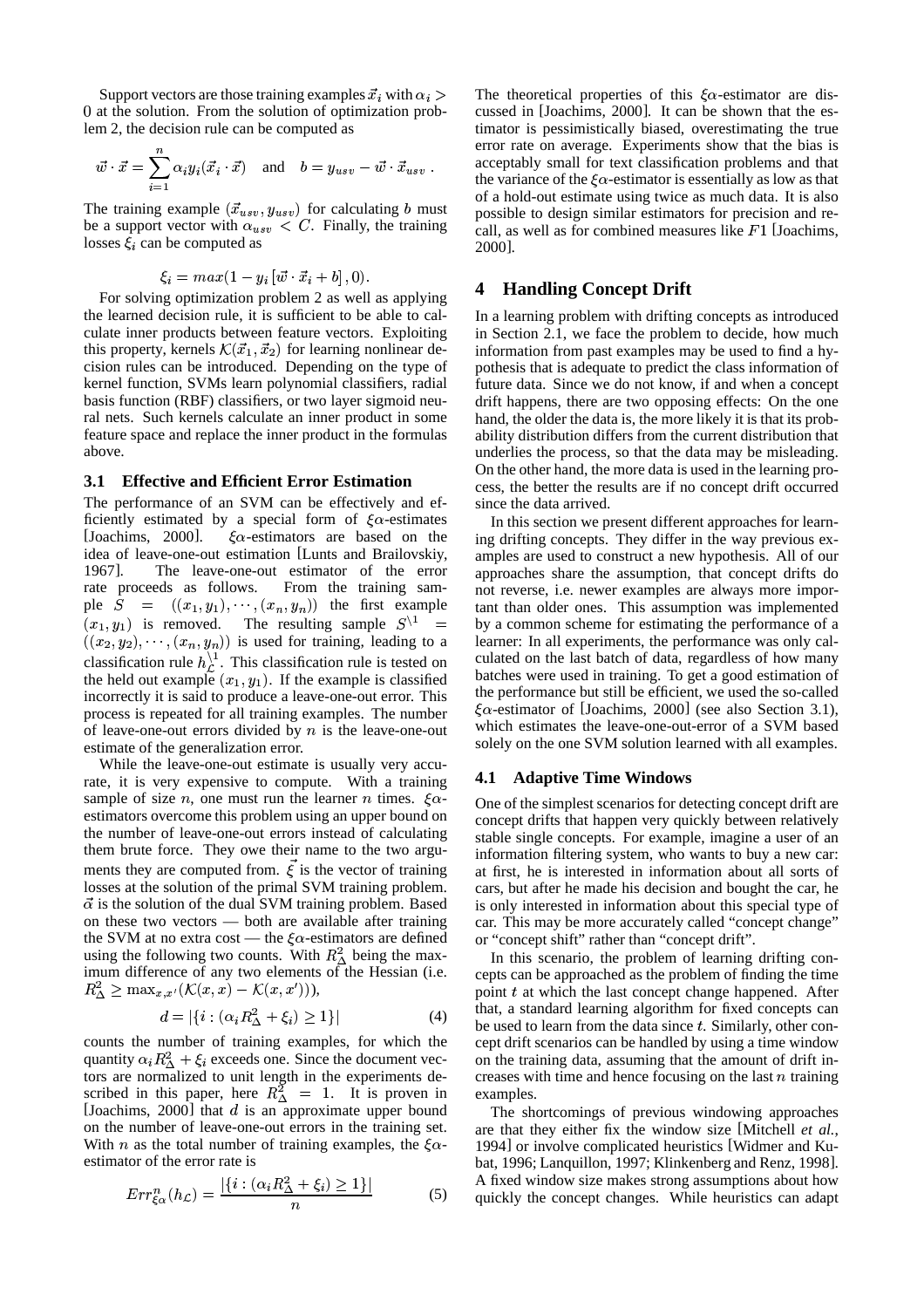Support vectors are those training examples $\vec{x}_i$ with $\alpha_i > 0$ at the solution. From the solution of optimization problem 2, the decision rule can be computed as

$$\vec{w} \cdot \vec{x} = \sum_{i=1}^{n} \alpha_i y_i (\vec{x}_i \cdot \vec{x}) \quad \text{and} \quad b = y_{usv} - \vec{w} \cdot \vec{x}_{usv} .$$

The training example $(\vec{x}_{usv}, y_{usv})$ for calculating $b$ must be a support vector with $\alpha_{usv} < C$. Finally, the training losses $\xi_i$ can be computed as

$$\xi_i = max(1 - y_i \left[\vec{w} \cdot \vec{x}_i + b\right], 0).$$

For solving optimization problem 2 as well as applying the learned decision rule, it is sufficient to be able to calculate inner products between feature vectors. Exploiting this property, kernels $\mathcal{K}(\vec{x}_1, \vec{x}_2)$ for learning nonlinear decision rules can be introduced. Depending on the type of kernel function, SVMs learn polynomial classifiers, radial basis function (RBF) classifiers, or two layer sigmoid neural nets. Such kernels calculate an inner product in some feature space and replace the inner product in the formulas above.

### 3.1 Effective and Efficient Error Estimation

The performance of an SVM can be effectively and efficiently estimated by a special form of $\xi\alpha$-estimates [Joachims, 2000]. $\xi\alpha$-estimators are based on the idea of leave-one-out estimation [Lunts and Brailovskiy, 1967]. The leave-one-out estimator of the error rate proceeds as follows. From the training sample $S = ((x_1, y_1), \cdots, (x_n, y_n))$ the first example $(x_1, y_1)$ is removed. The resulting sample $S^{\backslash 1} = ((x_2, y_2), \cdots, (x_n, y_n))$ is used for training, leading to a classification rule $h_{\mathcal{L}}^{\backslash 1}$. This classification rule is tested on the held out example $(x_1, y_1)$. If the example is classified incorrectly it is said to produce a leave-one-out error. This process is repeated for all training examples. The number of leave-one-out errors divided by $n$ is the leave-one-out estimate of the generalization error.

While the leave-one-out estimate is usually very accurate, it is very expensive to compute. With a training sample of size $n$, one must run the learner $n$ times. $\xi\alpha$-estimators overcome this problem using an upper bound on the number of leave-one-out errors instead of calculating them brute force. They owe their name to the two arguments they are computed from. $\vec{\xi}$ is the vector of training losses at the solution of the primal SVM training problem. $\vec{\alpha}$ is the solution of the dual SVM training problem. Based on these two vectors — both are available after training the SVM at no extra cost — the $\xi\alpha$-estimators are defined using the following two counts. With $R_\Delta^2$ being the maximum difference of any two elements of the Hessian (i.e. $R_\Delta^2 \geq \max_{x,x'}(\mathcal{K}(x,x) - \mathcal{K}(x,x'))$),

$$d = |\{i : (\alpha_i R_\Delta^2 + \xi_i) \geq 1\}| \tag{4}$$

counts the number of training examples, for which the quantity $\alpha_i R_\Delta^2 + \xi_i$ exceeds one. Since the document vectors are normalized to unit length in the experiments described in this paper, here $R_\Delta^2 = 1$. It is proven in [Joachims, 2000] that $d$ is an approximate upper bound on the number of leave-one-out errors in the training set. With $n$ as the total number of training examples, the $\xi\alpha$-estimator of the error rate is

$$Err_{\xi\alpha}^n(h_{\mathcal{L}}) = \frac{|\{i : (\alpha_i R_\Delta^2 + \xi_i) \geq 1\}|}{n} \tag{5}$$

The theoretical properties of this $\xi\alpha$-estimator are discussed in [Joachims, 2000]. It can be shown that the estimator is pessimistically biased, overestimating the true error rate on average. Experiments show that the bias is acceptably small for text classification problems and that the variance of the $\xi\alpha$-estimator is essentially as low as that of a hold-out estimate using twice as much data. It is also possible to design similar estimators for precision and recall, as well as for combined measures like $F1$ [Joachims, 2000].

## 4 Handling Concept Drift

In a learning problem with drifting concepts as introduced in Section 2.1, we face the problem to decide, how much information from past examples may be used to find a hypothesis that is adequate to predict the class information of future data. Since we do not know, if and when a concept drift happens, there are two opposing effects: On the one hand, the older the data is, the more likely it is that its probability distribution differs from the current distribution that underlies the process, so that the data may be misleading. On the other hand, the more data is used in the learning process, the better the results are if no concept drift occurred since the data arrived.

In this section we present different approaches for learning drifting concepts. They differ in the way previous examples are used to construct a new hypothesis. All of our approaches share the assumption, that concept drifts do not reverse, i.e. newer examples are always more important than older ones. This assumption was implemented by a common scheme for estimating the performance of a learner: In all experiments, the performance was only calculated on the last batch of data, regardless of how many batches were used in training. To get a good estimation of the performance but still be efficient, we used the so-called $\xi\alpha$-estimator of [Joachims, 2000] (see also Section 3.1), which estimates the leave-one-out-error of a SVM based solely on the one SVM solution learned with all examples.

### 4.1 Adaptive Time Windows

One of the simplest scenarios for detecting concept drift are concept drifts that happen very quickly between relatively stable single concepts. For example, imagine a user of an information filtering system, who wants to buy a new car: at first, he is interested in information about all sorts of cars, but after he made his decision and bought the car, he is only interested in information about this special type of car. This may be more accurately called "concept change" or "concept shift" rather than "concept drift".

In this scenario, the problem of learning drifting concepts can be approached as the problem of finding the time point $t$ at which the last concept change happened. After that, a standard learning algorithm for fixed concepts can be used to learn from the data since $t$. Similarly, other concept drift scenarios can be handled by using a time window on the training data, assuming that the amount of drift increases with time and hence focusing on the last $n$ training examples.

The shortcomings of previous windowing approaches are that they either fix the window size [Mitchell *et al.*, 1994] or involve complicated heuristics [Widmer and Kubat, 1996; Lanquillon, 1997; Klinkenberg and Renz, 1998]. A fixed window size makes strong assumptions about how quickly the concept changes. While heuristics can adapt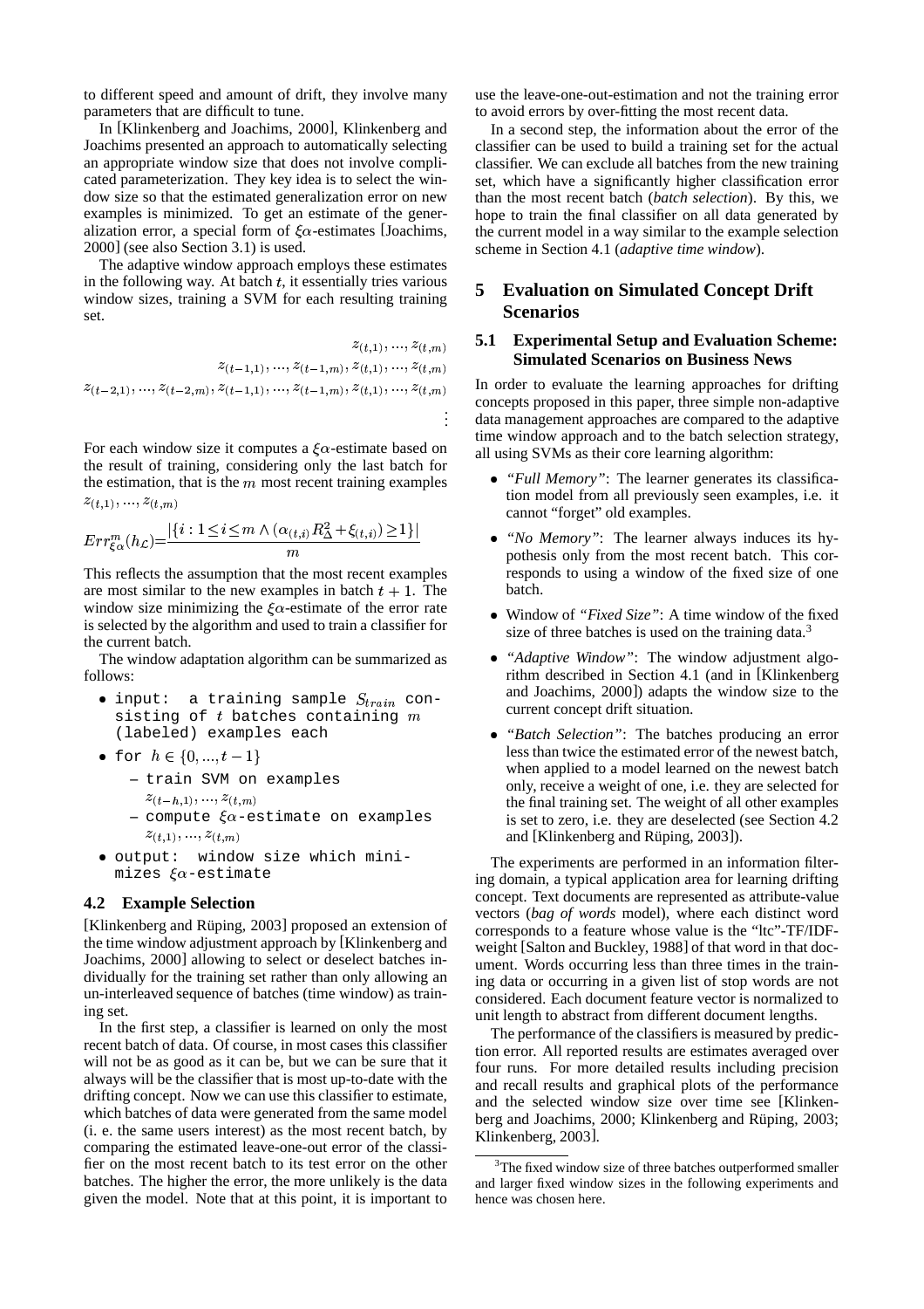to different speed and amount of drift, they involve many parameters that are difficult to tune.

In [Klinkenberg and Joachims, 2000], Klinkenberg and Joachims presented an approach to automatically selecting an appropriate window size that does not involve complicated parameterization. They key idea is to select the window size so that the estimated generalization error on new examples is minimized. To get an estimate of the generalization error, a special form of $\xi\alpha$-estimates [Joachims, 2000] (see also Section 3.1) is used.

The adaptive window approach employs these estimates in the following way. At batch $t$, it essentially tries various window sizes, training a SVM for each resulting training set.

$$z_{(t,1)}, ..., z_{(t,m)}$$
$$z_{(t-1,1)}, ..., z_{(t-1,m)}, z_{(t,1)}, ..., z_{(t,m)}$$
$$z_{(t-2,1)}, ..., z_{(t-2,m)}, z_{(t-1,1)}, ..., z_{(t-1,m)}, z_{(t,1)}, ..., z_{(t,m)}$$
$$\vdots$$

For each window size it computes a $\xi\alpha$-estimate based on the result of training, considering only the last batch for the estimation, that is the $m$ most recent training examples $z_{(t,1)}, ..., z_{(t,m)}$

$$Err^m_{\xi\alpha}(h_{\mathcal{L}}) = \frac{|\{i : 1 \leq i \leq m \wedge (\alpha_{(t,i)} R^2_\Delta + \xi_{(t,i)}) \geq 1\}|}{m}$$

This reflects the assumption that the most recent examples are most similar to the new examples in batch $t+1$. The window size minimizing the $\xi\alpha$-estimate of the error rate is selected by the algorithm and used to train a classifier for the current batch.

The window adaptation algorithm can be summarized as follows:

- input: a training sample $S_{train}$ consisting of $t$ batches containing $m$ (labeled) examples each
- for $h \in \{0, ..., t-1\}$
  - train SVM on examples $z_{(t-h,1)}, ..., z_{(t,m)}$
  - compute $\xi\alpha$-estimate on examples $z_{(t,1)}, ..., z_{(t,m)}$
- output: window size which minimizes $\xi\alpha$-estimate

### 4.2 Example Selection

[Klinkenberg and Rüping, 2003] proposed an extension of the time window adjustment approach by [Klinkenberg and Joachims, 2000] allowing to select or deselect batches individually for the training set rather than only allowing an un-interleaved sequence of batches (time window) as training set.

In the first step, a classifier is learned on only the most recent batch of data. Of course, in most cases this classifier will not be as good as it can be, but we can be sure that it always will be the classifier that is most up-to-date with the drifting concept. Now we can use this classifier to estimate, which batches of data were generated from the same model (i. e. the same users interest) as the most recent batch, by comparing the estimated leave-one-out error of the classifier on the most recent batch to its test error on the other batches. The higher the error, the more unlikely is the data given the model. Note that at this point, it is important to use the leave-one-out-estimation and not the training error to avoid errors by over-fitting the most recent data.

In a second step, the information about the error of the classifier can be used to build a training set for the actual classifier. We can exclude all batches from the new training set, which have a significantly higher classification error than the most recent batch (*batch selection*). By this, we hope to train the final classifier on all data generated by the current model in a way similar to the example selection scheme in Section 4.1 (*adaptive time window*).

## 5 Evaluation on Simulated Concept Drift Scenarios

### 5.1 Experimental Setup and Evaluation Scheme: Simulated Scenarios on Business News

In order to evaluate the learning approaches for drifting concepts proposed in this paper, three simple non-adaptive data management approaches are compared to the adaptive time window approach and to the batch selection strategy, all using SVMs as their core learning algorithm:

- *"Full Memory"*: The learner generates its classification model from all previously seen examples, i.e. it cannot "forget" old examples.
- *"No Memory"*: The learner always induces its hypothesis only from the most recent batch. This corresponds to using a window of the fixed size of one batch.
- Window of *"Fixed Size"*: A time window of the fixed size of three batches is used on the training data.[3]
- *"Adaptive Window"*: The window adjustment algorithm described in Section 4.1 (and in [Klinkenberg and Joachims, 2000]) adapts the window size to the current concept drift situation.
- *"Batch Selection"*: The batches producing an error less than twice the estimated error of the newest batch, when applied to a model learned on the newest batch only, receive a weight of one, i.e. they are selected for the final training set. The weight of all other examples is set to zero, i.e. they are deselected (see Section 4.2 and [Klinkenberg and Rüping, 2003]).

The experiments are performed in an information filtering domain, a typical application area for learning drifting concept. Text documents are represented as attribute-value vectors (*bag of words* model), where each distinct word corresponds to a feature whose value is the "ltc"-TF/IDF-weight [Salton and Buckley, 1988] of that word in that document. Words occurring less than three times in the training data or occurring in a given list of stop words are not considered. Each document feature vector is normalized to unit length to abstract from different document lengths.

The performance of the classifiers is measured by prediction error. All reported results are estimates averaged over four runs. For more detailed results including precision and recall results and graphical plots of the performance and the selected window size over time see [Klinkenberg and Joachims, 2000; Klinkenberg and Rüping, 2003; Klinkenberg, 2003].

[3] The fixed window size of three batches outperformed smaller and larger fixed window sizes in the following experiments and hence was chosen here.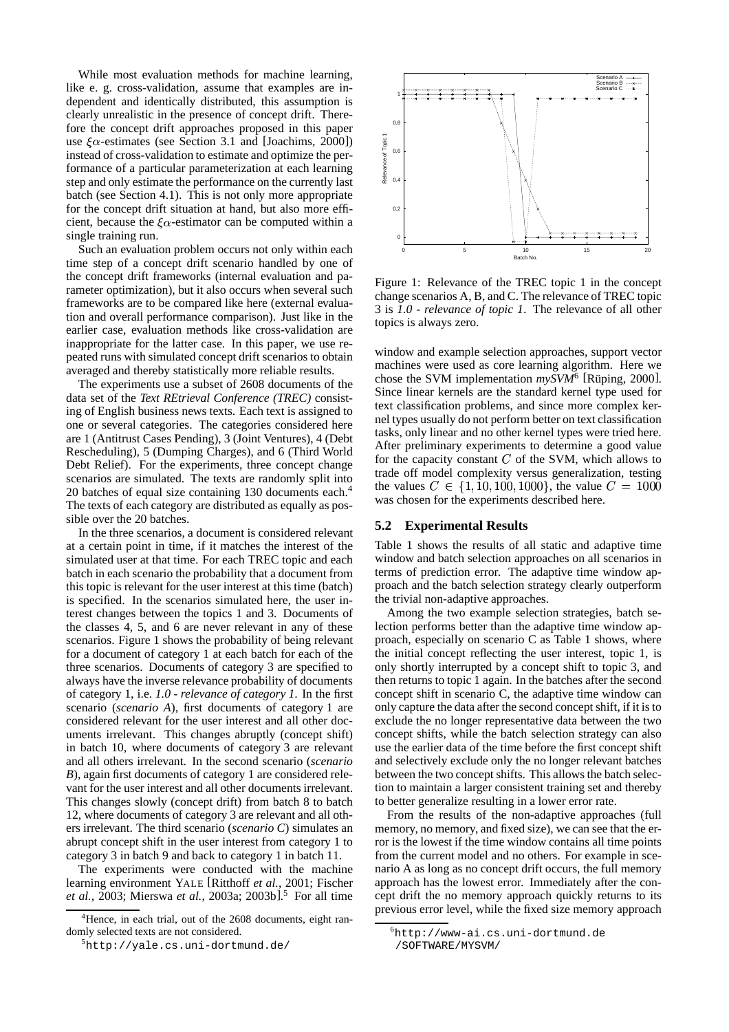While most evaluation methods for machine learning, like e. g. cross-validation, assume that examples are independent and identically distributed, this assumption is clearly unrealistic in the presence of concept drift. Therefore the concept drift approaches proposed in this paper use $\xi\alpha$-estimates (see Section 3.1 and [Joachims, 2000]) instead of cross-validation to estimate and optimize the performance of a particular parameterization at each learning step and only estimate the performance on the currently last batch (see Section 4.1). This is not only more appropriate for the concept drift situation at hand, but also more efficient, because the $\xi\alpha$-estimator can be computed within a single training run.

Such an evaluation problem occurs not only within each time step of a concept drift scenario handled by one of the concept drift frameworks (internal evaluation and parameter optimization), but it also occurs when several such frameworks are to be compared like here (external evaluation and overall performance comparison). Just like in the earlier case, evaluation methods like cross-validation are inappropriate for the latter case. In this paper, we use repeated runs with simulated concept drift scenarios to obtain averaged and thereby statistically more reliable results.

The experiments use a subset of 2608 documents of the data set of the *Text REtrieval Conference (TREC)* consisting of English business news texts. Each text is assigned to one or several categories. The categories considered here are 1 (Antitrust Cases Pending), 3 (Joint Ventures), 4 (Debt Rescheduling), 5 (Dumping Charges), and 6 (Third World Debt Relief). For the experiments, three concept change scenarios are simulated. The texts are randomly split into 20 batches of equal size containing 130 documents each.[4] The texts of each category are distributed as equally as possible over the 20 batches.

In the three scenarios, a document is considered relevant at a certain point in time, if it matches the interest of the simulated user at that time. For each TREC topic and each batch in each scenario the probability that a document from this topic is relevant for the user interest at this time (batch) is specified. In the scenarios simulated here, the user interest changes between the topics 1 and 3. Documents of the classes 4, 5, and 6 are never relevant in any of these scenarios. Figure 1 shows the probability of being relevant for a document of category 1 at each batch for each of the three scenarios. Documents of category 3 are specified to always have the inverse relevance probability of documents of category 1, i.e. *1.0 - relevance of category 1*. In the first scenario (*scenario A*), first documents of category 1 are considered relevant for the user interest and all other documents irrelevant. This changes abruptly (concept shift) in batch 10, where documents of category 3 are relevant and all others irrelevant. In the second scenario (*scenario B*), again first documents of category 1 are considered relevant for the user interest and all other documents irrelevant. This changes slowly (concept drift) from batch 8 to batch 12, where documents of category 3 are relevant and all others irrelevant. The third scenario (*scenario C*) simulates an abrupt concept shift in the user interest from category 1 to category 3 in batch 9 and back to category 1 in batch 11.

The experiments were conducted with the machine learning environment YALE [Ritthoff *et al.*, 2001; Fischer *et al.*, 2003; Mierswa *et al.*, 2003a; 2003b].[5] For all time

[4] Hence, in each trial, out of the 2608 documents, eight randomly selected texts are not considered.

[5] http://yale.cs.uni-dortmund.de/

Scenario A
Scenario B
Scenario C
Relevance of Topic 1
0
0.2
0.4
0.6
0.8
1
0
5
10
15
20
Batch No.

Figure 1: Relevance of the TREC topic 1 in the concept change scenarios A, B, and C. The relevance of TREC topic 3 is *1.0 - relevance of topic 1*. The relevance of all other topics is always zero.

window and example selection approaches, support vector machines were used as core learning algorithm. Here we chose the SVM implementation *mySVM*[6] [Rüping, 2000]. Since linear kernels are the standard kernel type used for text classification problems, and since more complex kernel types usually do not perform better on text classification tasks, only linear and no other kernel types were tried here. After preliminary experiments to determine a good value for the capacity constant $C$ of the SVM, which allows to trade off model complexity versus generalization, testing the values $C \in \{1, 10, 100, 1000\}$, the value $C = 1000$ was chosen for the experiments described here.

### 5.2 Experimental Results

Table 1 shows the results of all static and adaptive time window and batch selection approaches on all scenarios in terms of prediction error. The adaptive time window approach and the batch selection strategy clearly outperform the trivial non-adaptive approaches.

Among the two example selection strategies, batch selection performs better than the adaptive time window approach, especially on scenario C as Table 1 shows, where the initial concept reflecting the user interest, topic 1, is only shortly interrupted by a concept shift to topic 3, and then returns to topic 1 again. In the batches after the second concept shift in scenario C, the adaptive time window can only capture the data after the second concept shift, if it is to exclude the no longer representative data between the two concept shifts, while the batch selection strategy can also use the earlier data of the time before the first concept shift and selectively exclude only the no longer relevant batches between the two concept shifts. This allows the batch selection to maintain a larger consistent training set and thereby to better generalize resulting in a lower error rate.

From the results of the non-adaptive approaches (full memory, no memory, and fixed size), we can see that the error is the lowest if the time window contains all time points from the current model and no others. For example in scenario A as long as no concept drift occurs, the full memory approach has the lowest error. Immediately after the concept drift the no memory approach quickly returns to its previous error level, while the fixed size memory approach

[6] http://www-ai.cs.uni-dortmund.de /SOFTWARE/MYSVM/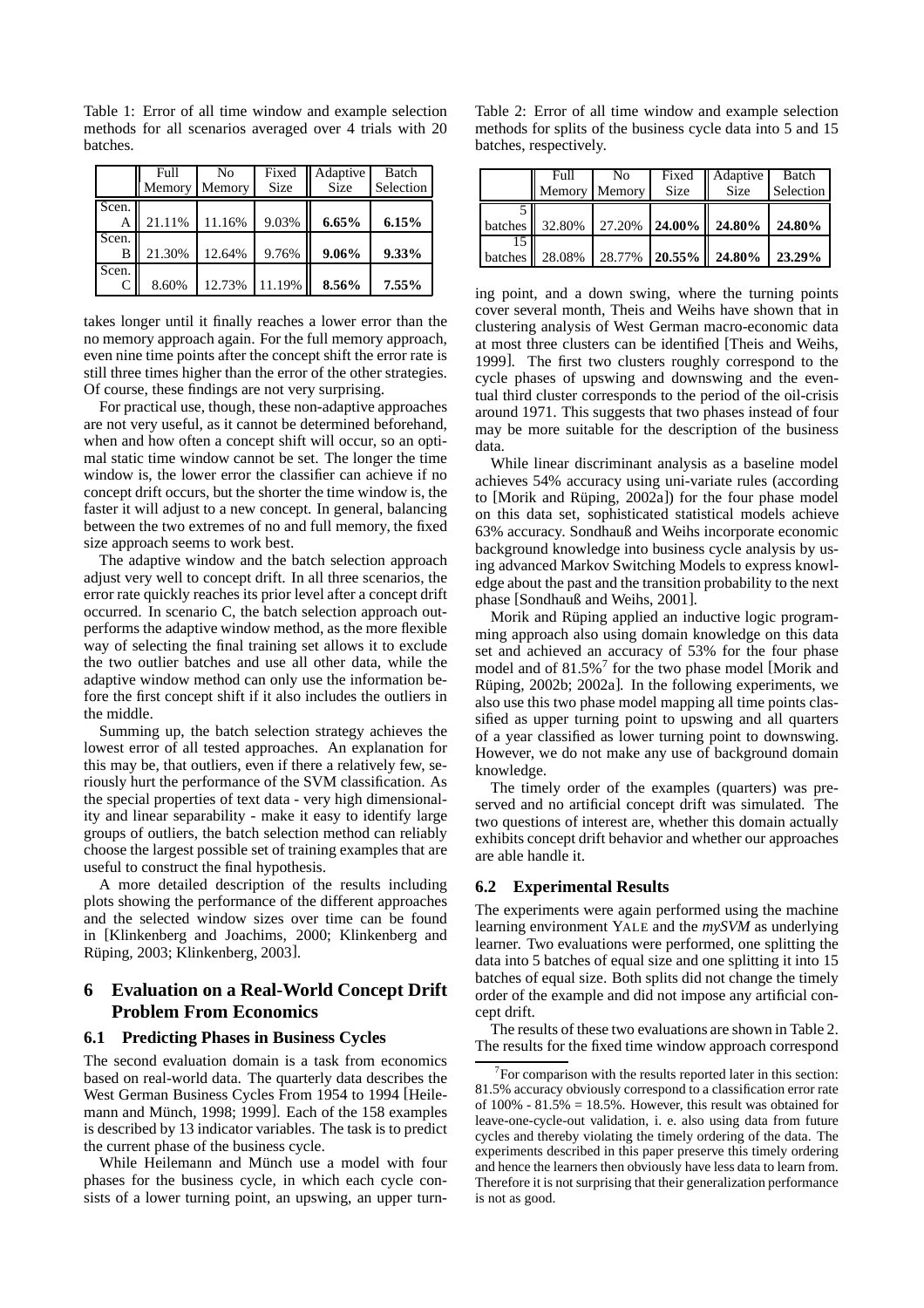Table 1: Error of all time window and example selection methods for all scenarios averaged over 4 trials with 20 batches.

| | Full Memory | No Memory | Fixed Size | Adaptive Size | Batch Selection |
|---|---|---|---|---|---|
| Scen. A | 21.11% | 11.16% | 9.03% | **6.65%** | **6.15%** |
| Scen. B | 21.30% | 12.64% | 9.76% | **9.06%** | **9.33%** |
| Scen. C | 8.60% | 12.73% | 11.19% | **8.56%** | **7.55%** |

takes longer until it finally reaches a lower error than the no memory approach again. For the full memory approach, even nine time points after the concept shift the error rate is still three times higher than the error of the other strategies. Of course, these findings are not very surprising.

For practical use, though, these non-adaptive approaches are not very useful, as it cannot be determined beforehand, when and how often a concept shift will occur, so an optimal static time window cannot be set. The longer the time window is, the lower error the classifier can achieve if no concept drift occurs, but the shorter the time window is, the faster it will adjust to a new concept. In general, balancing between the two extremes of no and full memory, the fixed size approach seems to work best.

The adaptive window and the batch selection approach adjust very well to concept drift. In all three scenarios, the error rate quickly reaches its prior level after a concept drift occurred. In scenario C, the batch selection approach outperforms the adaptive window method, as the more flexible way of selecting the final training set allows it to exclude the two outlier batches and use all other data, while the adaptive window method can only use the information before the first concept shift if it also includes the outliers in the middle.

Summing up, the batch selection strategy achieves the lowest error of all tested approaches. An explanation for this may be, that outliers, even if there a relatively few, seriously hurt the performance of the SVM classification. As the special properties of text data - very high dimensionality and linear separability - make it easy to identify large groups of outliers, the batch selection method can reliably choose the largest possible set of training examples that are useful to construct the final hypothesis.

A more detailed description of the results including plots showing the performance of the different approaches and the selected window sizes over time can be found in [Klinkenberg and Joachims, 2000; Klinkenberg and Rüping, 2003; Klinkenberg, 2003].

## 6 Evaluation on a Real-World Concept Drift Problem From Economics

### 6.1 Predicting Phases in Business Cycles

The second evaluation domain is a task from economics based on real-world data. The quarterly data describes the West German Business Cycles From 1954 to 1994 [Heilemann and Münch, 1998; 1999]. Each of the 158 examples is described by 13 indicator variables. The task is to predict the current phase of the business cycle.

While Heilemann and Münch use a model with four phases for the business cycle, in which each cycle consists of a lower turning point, an upswing, an upper turning point, and a down swing, where the turning points cover several month, Theis and Weihs have shown that in clustering analysis of West German macro-economic data at most three clusters can be identified [Theis and Weihs, 1999]. The first two clusters roughly correspond to the cycle phases of upswing and downswing and the eventual third cluster corresponds to the period of the oil-crisis around 1971. This suggests that two phases instead of four may be more suitable for the description of the business data.

While linear discriminant analysis as a baseline model achieves 54% accuracy using uni-variate rules (according to [Morik and Rüping, 2002a]) for the four phase model on this data set, sophisticated statistical models achieve 63% accuracy. Sondhauß and Weihs incorporate economic background knowledge into business cycle analysis by using advanced Markov Switching Models to express knowledge about the past and the transition probability to the next phase [Sondhauß and Weihs, 2001].

Morik and Rüping applied an inductive logic programming approach also using domain knowledge on this data set and achieved an accuracy of 53% for the four phase model and of 81.5%[7] for the two phase model [Morik and Rüping, 2002b; 2002a]. In the following experiments, we also use this two phase model mapping all time points classified as upper turning point to upswing and all quarters of a year classified as lower turning point to downswing. However, we do not make any use of background domain knowledge.

The timely order of the examples (quarters) was preserved and no artificial concept drift was simulated. The two questions of interest are, whether this domain actually exhibits concept drift behavior and whether our approaches are able handle it.

Table 2: Error of all time window and example selection methods for splits of the business cycle data into 5 and 15 batches, respectively.

| | Full Memory | No Memory | Fixed Size | Adaptive Size | Batch Selection |
|---|---|---|---|---|---|
| 5 batches | 32.80% | 27.20% | **24.00%** | **24.80%** | **24.80%** |
| 15 batches | 28.08% | 28.77% | **20.55%** | **24.80%** | **23.29%** |

### 6.2 Experimental Results

The experiments were again performed using the machine learning environment YALE and the *mySVM* as underlying learner. Two evaluations were performed, one splitting the data into 5 batches of equal size and one splitting it into 15 batches of equal size. Both splits did not change the timely order of the example and did not impose any artificial concept drift.

The results of these two evaluations are shown in Table 2. The results for the fixed time window approach correspond

[7] For comparison with the results reported later in this section: 81.5% accuracy obviously correspond to a classification error rate of 100% - 81.5% = 18.5%. However, this result was obtained for leave-one-cycle-out validation, i. e. also using data from future cycles and thereby violating the timely ordering of the data. The experiments described in this paper preserve this timely ordering and hence the learners then obviously have less data to learn from. Therefore it is not surprising that their generalization performance is not as good.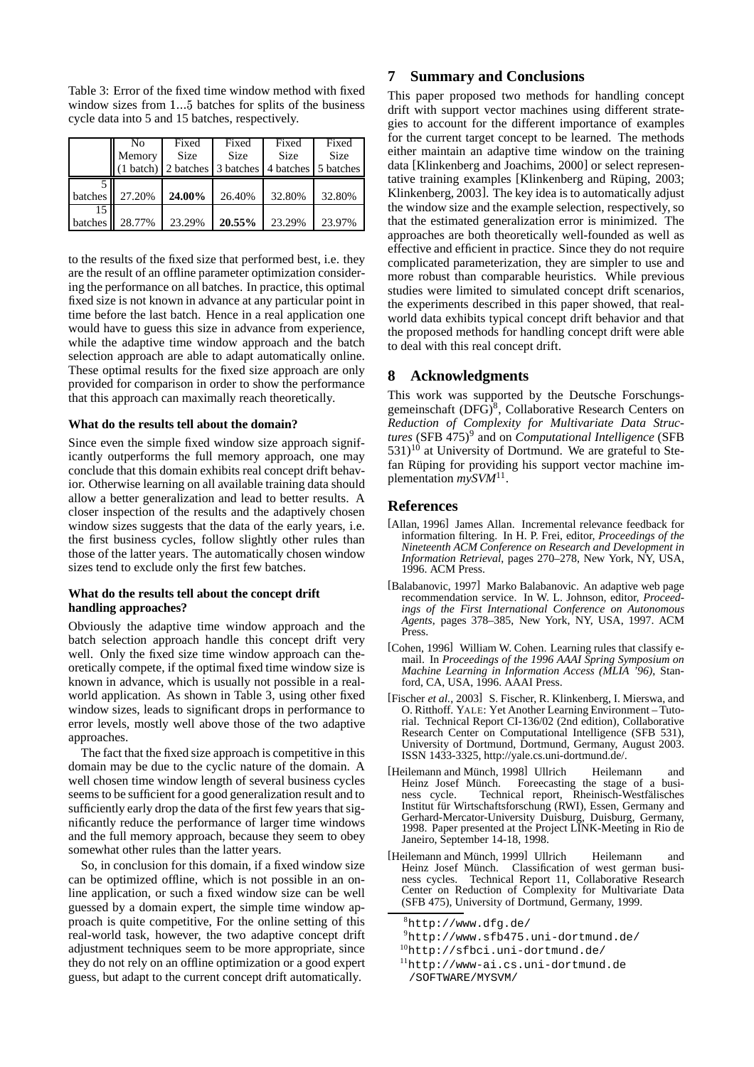Table 3: Error of the fixed time window method with fixed window sizes from 1...5 batches for splits of the business cycle data into 5 and 15 batches, respectively.

| | No Memory (1 batch) | Fixed Size 2 batches | Fixed Size 3 batches | Fixed Size 4 batches | Fixed Size 5 batches |
|---|---|---|---|---|---|
| 5 batches | 27.20% | **24.00%** | 26.40% | 32.80% | 32.80% |
| 15 batches | 28.77% | 23.29% | **20.55%** | 23.29% | 23.97% |

to the results of the fixed size that performed best, i.e. they are the result of an offline parameter optimization considering the performance on all batches. In practice, this optimal fixed size is not known in advance at any particular point in time before the last batch. Hence in a real application one would have to guess this size in advance from experience, while the adaptive time window approach and the batch selection approach are able to adapt automatically online. These optimal results for the fixed size approach are only provided for comparison in order to show the performance that this approach can maximally reach theoretically.

**What do the results tell about the domain?**

Since even the simple fixed window size approach significantly outperforms the full memory approach, one may conclude that this domain exhibits real concept drift behavior. Otherwise learning on all available training data should allow a better generalization and lead to better results. A closer inspection of the results and the adaptively chosen window sizes suggests that the data of the early years, i.e. the first business cycles, follow slightly other rules than those of the latter years. The automatically chosen window sizes tend to exclude only the first few batches.

**What do the results tell about the concept drift handling approaches?**

Obviously the adaptive time window approach and the batch selection approach handle this concept drift very well. Only the fixed size time window approach can theoretically compete, if the optimal fixed time window size is known in advance, which is usually not possible in a real-world application. As shown in Table 3, using other fixed window sizes, leads to significant drops in performance to error levels, mostly well above those of the two adaptive approaches.

The fact that the fixed size approach is competitive in this domain may be due to the cyclic nature of the domain. A well chosen time window length of several business cycles seems to be sufficient for a good generalization result and to sufficiently early drop the data of the first few years that significantly reduce the performance of larger time windows and the full memory approach, because they seem to obey somewhat other rules than the latter years.

So, in conclusion for this domain, if a fixed window size can be optimized offline, which is not possible in an online application, or such a fixed window size can be well guessed by a domain expert, the simple time window approach is quite competitive, For the online setting of this real-world task, however, the two adaptive concept drift adjustment techniques seem to be more appropriate, since they do not rely on an offline optimization or a good expert guess, but adapt to the current concept drift automatically.

## 7 Summary and Conclusions

This paper proposed two methods for handling concept drift with support vector machines using different strategies to account for the different importance of examples for the current target concept to be learned. The methods either maintain an adaptive time window on the training data [Klinkenberg and Joachims, 2000] or select representative training examples [Klinkenberg and Rüping, 2003; Klinkenberg, 2003]. The key idea is to automatically adjust the window size and the example selection, respectively, so that the estimated generalization error is minimized. The approaches are both theoretically well-founded as well as effective and efficient in practice. Since they do not require complicated parameterization, they are simpler to use and more robust than comparable heuristics. While previous studies were limited to simulated concept drift scenarios, the experiments described in this paper showed, that real-world data exhibits typical concept drift behavior and that the proposed methods for handling concept drift were able to deal with this real concept drift.

## 8 Acknowledgments

This work was supported by the Deutsche Forschungsgemeinschaft (DFG)[8], Collaborative Research Centers on *Reduction of Complexity for Multivariate Data Structures* (SFB 475)[9] and on *Computational Intelligence* (SFB 531)[10] at University of Dortmund. We are grateful to Stefan Rüping for providing his support vector machine implementation *mySVM*[11].

## References

[Allan, 1996] James Allan. Incremental relevance feedback for information filtering. In H. P. Frei, editor, *Proceedings of the Nineteenth ACM Conference on Research and Development in Information Retrieval*, pages 270–278, New York, NY, USA, 1996. ACM Press.

[Balabanovic, 1997] Marko Balabanovic. An adaptive web page recommendation service. In W. L. Johnson, editor, *Proceedings of the First International Conference on Autonomous Agents*, pages 378–385, New York, NY, USA, 1997. ACM Press.

[Cohen, 1996] William W. Cohen. Learning rules that classify e-mail. In *Proceedings of the 1996 AAAI Spring Symposium on Machine Learning in Information Access (MLIA '96)*, Stanford, CA, USA, 1996. AAAI Press.

[Fischer *et al.*, 2003] S. Fischer, R. Klinkenberg, I. Mierswa, and O. Ritthoff. YALE: Yet Another Learning Environment – Tutorial. Technical Report CI-136/02 (2nd edition), Collaborative Research Center on Computational Intelligence (SFB 531), University of Dortmund, Dortmund, Germany, August 2003. ISSN 1433-3325, http://yale.cs.uni-dortmund.de/.

[Heilemann and Münch, 1998] Ullrich Heilemann and Heinz Josef Münch. Foreecasting the stage of a business cycle. Technical report, Rheinisch-Westfälisches Institut für Wirtschaftsforschung (RWI), Essen, Germany and Gerhard-Mercator-University Duisburg, Duisburg, Germany, 1998. Paper presented at the Project LINK-Meeting in Rio de Janeiro, September 14-18, 1998.

[Heilemann and Münch, 1999] Ullrich Heilemann and Heinz Josef Münch. Classification of west german business cycles. Technical Report 11, Collaborative Research Center on Reduction of Complexity for Multivariate Data (SFB 475), University of Dortmund, Germany, 1999.

[8] http://www.dfg.de/

[9] http://www.sfb475.uni-dortmund.de/

[10] http://sfbci.uni-dortmund.de/

[11] http://www-ai.cs.uni-dortmund.de/SOFTWARE/MYSVM/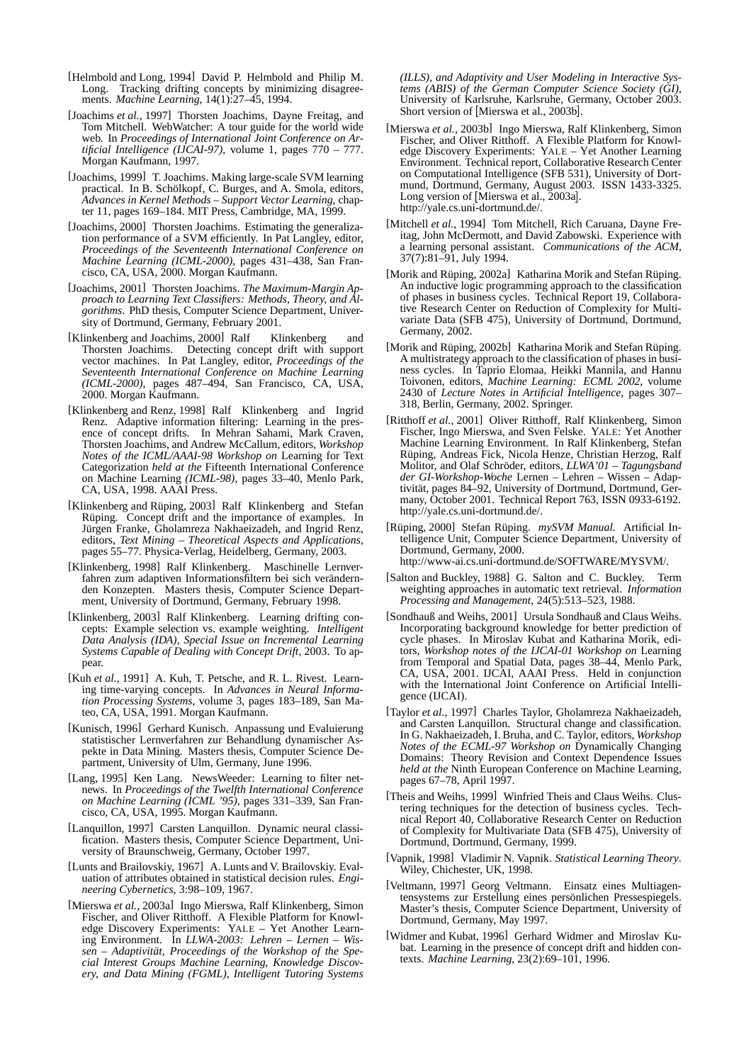[Helmbold and Long, 1994] David P. Helmbold and Philip M. Long. Tracking drifting concepts by minimizing disagreements. *Machine Learning*, 14(1):27–45, 1994.

[Joachims *et al.*, 1997] Thorsten Joachims, Dayne Freitag, and Tom Mitchell. WebWatcher: A tour guide for the world wide web. In *Proceedings of International Joint Conference on Artificial Intelligence (IJCAI-97)*, volume 1, pages 770 – 777. Morgan Kaufmann, 1997.

[Joachims, 1999] T. Joachims. Making large-scale SVM learning practical. In B. Schölkopf, C. Burges, and A. Smola, editors, *Advances in Kernel Methods – Support Vector Learning*, chapter 11, pages 169–184. MIT Press, Cambridge, MA, 1999.

[Joachims, 2000] Thorsten Joachims. Estimating the generalization performance of a SVM efficiently. In Pat Langley, editor, *Proceedings of the Seventeenth International Conference on Machine Learning (ICML-2000)*, pages 431–438, San Francisco, CA, USA, 2000. Morgan Kaufmann.

[Joachims, 2001] Thorsten Joachims. *The Maximum-Margin Approach to Learning Text Classifiers: Methods, Theory, and Algorithms*. PhD thesis, Computer Science Department, University of Dortmund, Germany, February 2001.

[Klinkenberg and Joachims, 2000] Ralf Klinkenberg and Thorsten Joachims. Detecting concept drift with support vector machines. In Pat Langley, editor, *Proceedings of the Seventeenth International Conference on Machine Learning (ICML-2000)*, pages 487–494, San Francisco, CA, USA, 2000. Morgan Kaufmann.

[Klinkenberg and Renz, 1998] Ralf Klinkenberg and Ingrid Renz. Adaptive information filtering: Learning in the presence of concept drifts. In Mehran Sahami, Mark Craven, Thorsten Joachims, and Andrew McCallum, editors, *Workshop Notes of the ICML/AAAI-98 Workshop on* Learning for Text Categorization *held at the* Fifteenth International Conference on Machine Learning *(ICML-98)*, pages 33–40, Menlo Park, CA, USA, 1998. AAAI Press.

[Klinkenberg and Rüping, 2003] Ralf Klinkenberg and Stefan Rüping. Concept drift and the importance of examples. In Jürgen Franke, Gholamreza Nakhaeizadeh, and Ingrid Renz, editors, *Text Mining – Theoretical Aspects and Applications*, pages 55–77. Physica-Verlag, Heidelberg, Germany, 2003.

[Klinkenberg, 1998] Ralf Klinkenberg. Maschinelle Lernverfahren zum adaptiven Informationsfiltern bei sich verändernden Konzepten. Masters thesis, Computer Science Department, University of Dortmund, Germany, February 1998.

[Klinkenberg, 2003] Ralf Klinkenberg. Learning drifting concepts: Example selection vs. example weighting. *Intelligent Data Analysis (IDA), Special Issue on Incremental Learning Systems Capable of Dealing with Concept Drift*, 2003. To appear.

[Kuh *et al.*, 1991] A. Kuh, T. Petsche, and R. L. Rivest. Learning time-varying concepts. In *Advances in Neural Information Processing Systems*, volume 3, pages 183–189, San Mateo, CA, USA, 1991. Morgan Kaufmann.

[Kunisch, 1996] Gerhard Kunisch. Anpassung und Evaluierung statistischer Lernverfahren zur Behandlung dynamischer Aspekte in Data Mining. Masters thesis, Computer Science Department, University of Ulm, Germany, June 1996.

[Lang, 1995] Ken Lang. NewsWeeder: Learning to filter netnews. In *Proceedings of the Twelfth International Conference on Machine Learning (ICML '95)*, pages 331–339, San Francisco, CA, USA, 1995. Morgan Kaufmann.

[Lanquillon, 1997] Carsten Lanquillon. Dynamic neural classification. Masters thesis, Computer Science Department, University of Braunschweig, Germany, October 1997.

[Lunts and Brailovskiy, 1967] A. Lunts and V. Brailovskiy. Evaluation of attributes obtained in statistical decision rules. *Engineering Cybernetics*, 3:98–109, 1967.

[Mierswa *et al.*, 2003a] Ingo Mierswa, Ralf Klinkenberg, Simon Fischer, and Oliver Ritthoff. A Flexible Platform for Knowledge Discovery Experiments: YALE – Yet Another Learning Environment. In *LLWA-2003: Lehren – Lernen – Wissen – Adaptivität, Proceedings of the Workshop of the Special Interest Groups Machine Learning, Knowledge Discovery, and Data Mining (FGML), Intelligent Tutoring Systems (ILLS), and Adaptivity and User Modeling in Interactive Systems (ABIS) of the German Computer Science Society (GI)*, University of Karlsruhe, Karlsruhe, Germany, October 2003. Short version of [Mierswa et al., 2003b].

[Mierswa *et al.*, 2003b] Ingo Mierswa, Ralf Klinkenberg, Simon Fischer, and Oliver Ritthoff. A Flexible Platform for Knowledge Discovery Experiments: YALE – Yet Another Learning Environment. Technical report, Collaborative Research Center on Computational Intelligence (SFB 531), University of Dortmund, Dortmund, Germany, August 2003. ISSN 1433-3325. Long version of [Mierswa et al., 2003a]. http://yale.cs.uni-dortmund.de/.

[Mitchell *et al.*, 1994] Tom Mitchell, Rich Caruana, Dayne Freitag, John McDermott, and David Zabowski. Experience with a learning personal assistant. *Communications of the ACM*, 37(7):81–91, July 1994.

[Morik and Rüping, 2002a] Katharina Morik and Stefan Rüping. An inductive logic programming approach to the classification of phases in business cycles. Technical Report 19, Collaborative Research Center on Reduction of Complexity for Multivariate Data (SFB 475), University of Dortmund, Dortmund, Germany, 2002.

[Morik and Rüping, 2002b] Katharina Morik and Stefan Rüping. A multistrategy approach to the classification of phases in business cycles. In Taprio Elomaa, Heikki Mannila, and Hannu Toivonen, editors, *Machine Learning: ECML 2002*, volume 2430 of *Lecture Notes in Artificial Intelligence*, pages 307–318, Berlin, Germany, 2002. Springer.

[Ritthoff *et al.*, 2001] Oliver Ritthoff, Ralf Klinkenberg, Simon Fischer, Ingo Mierswa, and Sven Felske. YALE: Yet Another Machine Learning Environment. In Ralf Klinkenberg, Stefan Rüping, Andreas Fick, Nicola Henze, Christian Herzog, Ralf Molitor, and Olaf Schröder, editors, *LLWA'01 – Tagungsband der GI-Workshop-Woche* Lernen – Lehren – Wissen – Adaptivität, pages 84–92, University of Dortmund, Dortmund, Germany, October 2001. Technical Report 763, ISSN 0933-6192. http://yale.cs.uni-dortmund.de/.

[Rüping, 2000] Stefan Rüping. *mySVM Manual.* Artificial Intelligence Unit, Computer Science Department, University of Dortmund, Germany, 2000. http://www-ai.cs.uni-dortmund.de/SOFTWARE/MYSVM/.

[Salton and Buckley, 1988] G. Salton and C. Buckley. Term weighting approaches in automatic text retrieval. *Information Processing and Management*, 24(5):513–523, 1988.

[Sondhauß and Weihs, 2001] Ursula Sondhauß and Claus Weihs. Incorporating background knowledge for better prediction of cycle phases. In Miroslav Kubat and Katharina Morik, editors, *Workshop notes of the IJCAI-01 Workshop on* Learning from Temporal and Spatial Data, pages 38–44, Menlo Park, CA, USA, 2001. IJCAI, AAAI Press. Held in conjunction with the International Joint Conference on Artificial Intelligence (IJCAI).

[Taylor *et al.*, 1997] Charles Taylor, Gholamreza Nakhaeizadeh, and Carsten Lanquillon. Structural change and classification. In G. Nakhaeizadeh, I. Bruha, and C. Taylor, editors, *Workshop Notes of the ECML-97 Workshop on* Dynamically Changing Domains: Theory Revision and Context Dependence Issues *held at the* Ninth European Conference on Machine Learning, pages 67–78, April 1997.

[Theis and Weihs, 1999] Winfried Theis and Claus Weihs. Clustering techniques for the detection of business cycles. Technical Report 40, Collaborative Research Center on Reduction of Complexity for Multivariate Data (SFB 475), University of Dortmund, Dortmund, Germany, 1999.

[Vapnik, 1998] Vladimir N. Vapnik. *Statistical Learning Theory*. Wiley, Chichester, UK, 1998.

[Veltmann, 1997] Georg Veltmann. Einsatz eines Multiagentensystems zur Erstellung eines persönlichen Pressespiegels. Master's thesis, Computer Science Department, University of Dortmund, Germany, May 1997.

[Widmer and Kubat, 1996] Gerhard Widmer and Miroslav Kubat. Learning in the presence of concept drift and hidden contexts. *Machine Learning*, 23(2):69–101, 1996.